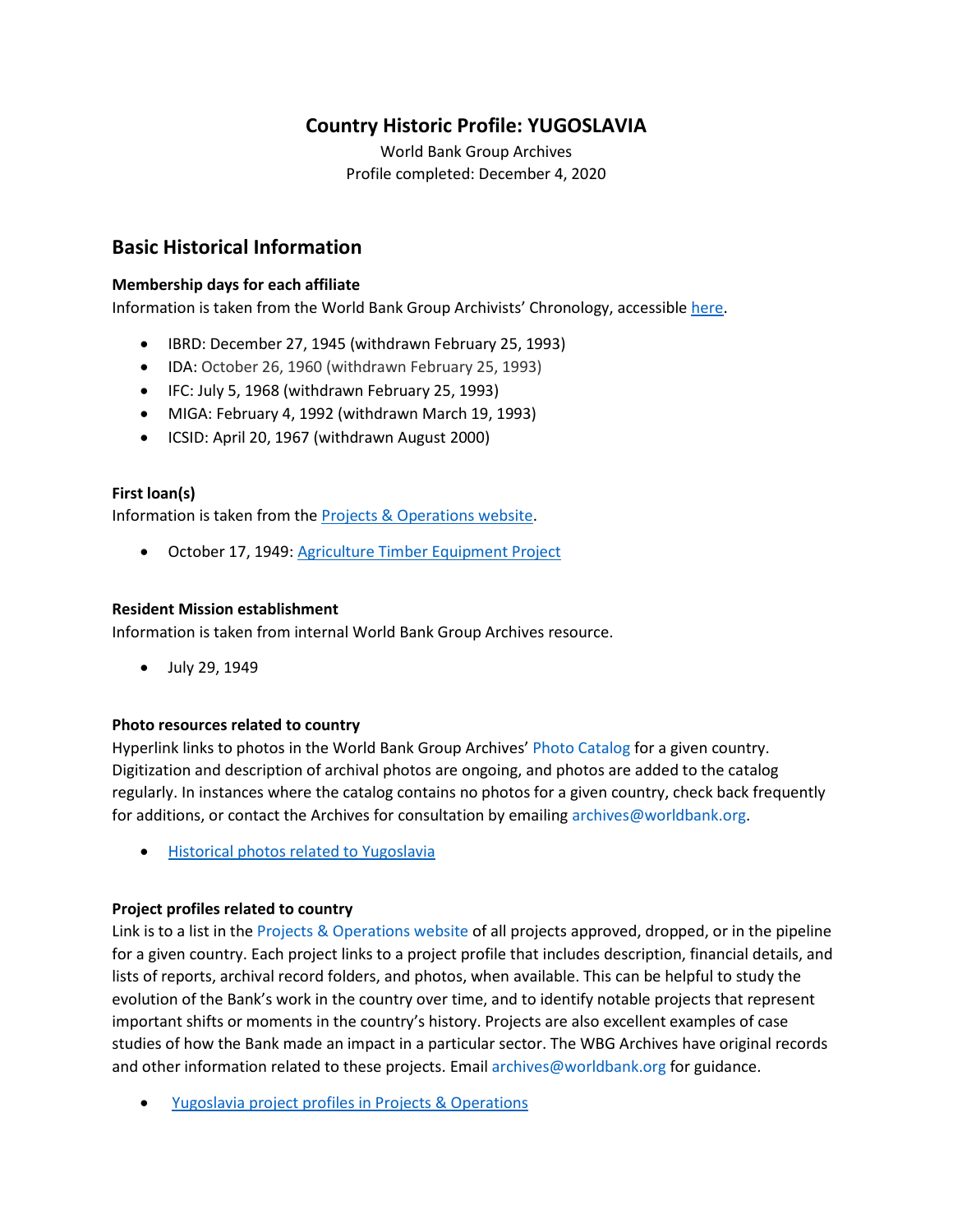# Country Historic Profile: YUGOSLAVIA

World Bank Group Archives
Profile completed: December 4, 2020

## Basic Historical Information

### Membership days for each affiliate

Information is taken from the World Bank Group Archivists' Chronology, accessible here.

- IBRD: December 27, 1945 (withdrawn February 25, 1993)
- IDA: October 26, 1960 (withdrawn February 25, 1993)
- IFC: July 5, 1968 (withdrawn February 25, 1993)
- MIGA: February 4, 1992 (withdrawn March 19, 1993)
- ICSID: April 20, 1967 (withdrawn August 2000)

### First loan(s)

Information is taken from the Projects & Operations website.

- October 17, 1949: Agriculture Timber Equipment Project

### Resident Mission establishment

Information is taken from internal World Bank Group Archives resource.

- July 29, 1949

### Photo resources related to country

Hyperlink links to photos in the World Bank Group Archives' Photo Catalog for a given country. Digitization and description of archival photos are ongoing, and photos are added to the catalog regularly. In instances where the catalog contains no photos for a given country, check back frequently for additions, or contact the Archives for consultation by emailing archives@worldbank.org.

- Historical photos related to Yugoslavia

### Project profiles related to country

Link is to a list in the Projects & Operations website of all projects approved, dropped, or in the pipeline for a given country. Each project links to a project profile that includes description, financial details, and lists of reports, archival record folders, and photos, when available. This can be helpful to study the evolution of the Bank's work in the country over time, and to identify notable projects that represent important shifts or moments in the country's history. Projects are also excellent examples of case studies of how the Bank made an impact in a particular sector. The WBG Archives have original records and other information related to these projects. Email archives@worldbank.org for guidance.

- Yugoslavia project profiles in Projects & Operations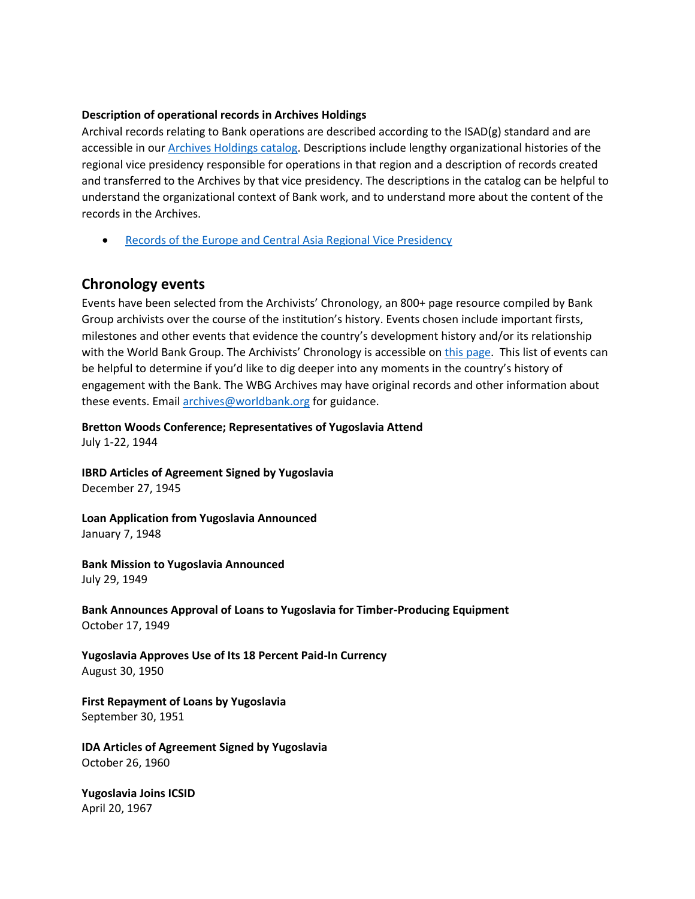**Description of operational records in Archives Holdings**

Archival records relating to Bank operations are described according to the ISAD(g) standard and are accessible in our [Archives Holdings catalog](). Descriptions include lengthy organizational histories of the regional vice presidency responsible for operations in that region and a description of records created and transferred to the Archives by that vice presidency. The descriptions in the catalog can be helpful to understand the organizational context of Bank work, and to understand more about the content of the records in the Archives.

- [Records of the Europe and Central Asia Regional Vice Presidency]()

## Chronology events

Events have been selected from the Archivists' Chronology, an 800+ page resource compiled by Bank Group archivists over the course of the institution's history. Events chosen include important firsts, milestones and other events that evidence the country's development history and/or its relationship with the World Bank Group. The Archivists' Chronology is accessible on [this page](). This list of events can be helpful to determine if you'd like to dig deeper into any moments in the country's history of engagement with the Bank. The WBG Archives may have original records and other information about these events. Email [archives@worldbank.org]() for guidance.

**Bretton Woods Conference; Representatives of Yugoslavia Attend**
July 1-22, 1944

**IBRD Articles of Agreement Signed by Yugoslavia**
December 27, 1945

**Loan Application from Yugoslavia Announced**
January 7, 1948

**Bank Mission to Yugoslavia Announced**
July 29, 1949

**Bank Announces Approval of Loans to Yugoslavia for Timber-Producing Equipment**
October 17, 1949

**Yugoslavia Approves Use of Its 18 Percent Paid-In Currency**
August 30, 1950

**First Repayment of Loans by Yugoslavia**
September 30, 1951

**IDA Articles of Agreement Signed by Yugoslavia**
October 26, 1960

**Yugoslavia Joins ICSID**
April 20, 1967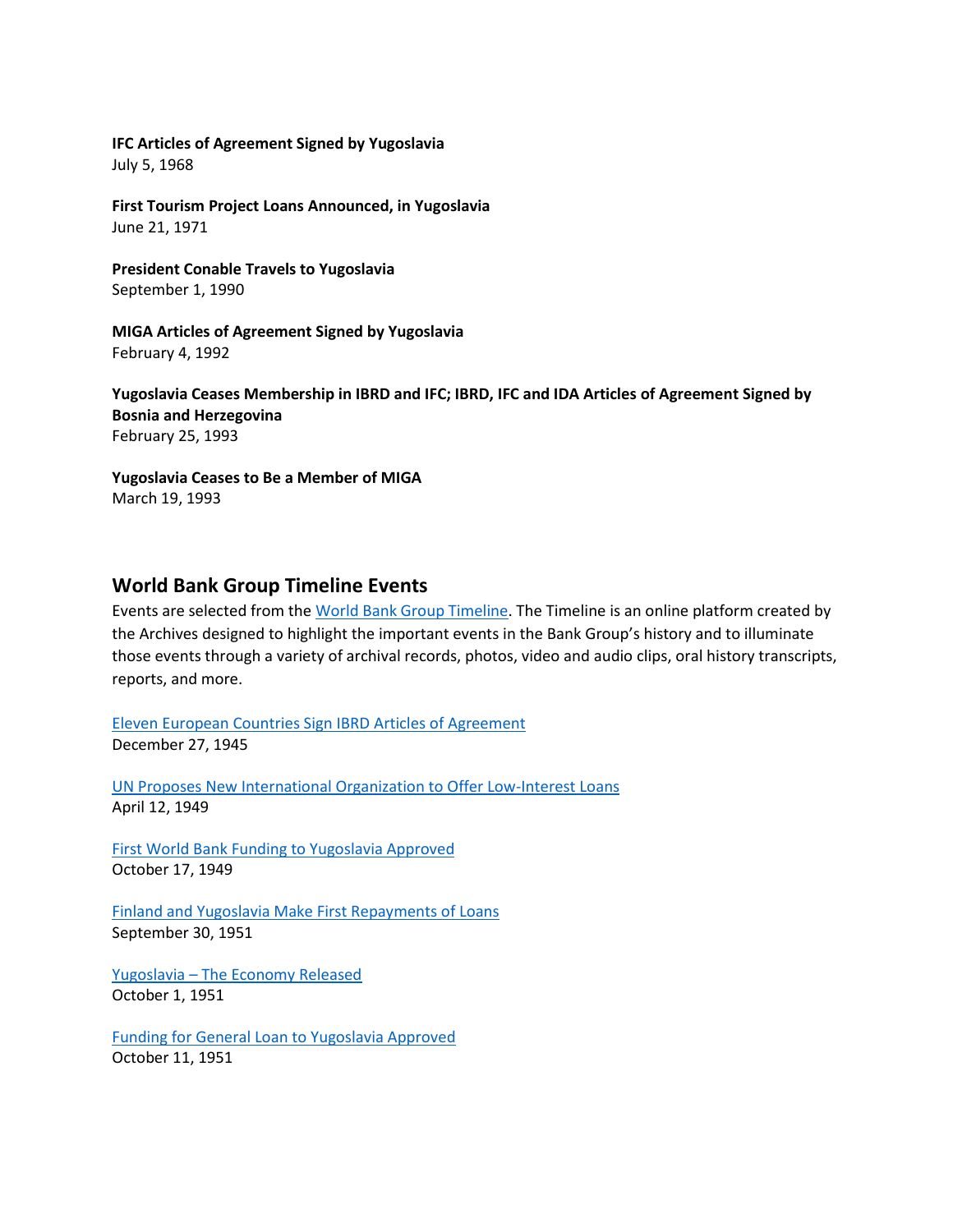**IFC Articles of Agreement Signed by Yugoslavia**
July 5, 1968

**First Tourism Project Loans Announced, in Yugoslavia**
June 21, 1971

**President Conable Travels to Yugoslavia**
September 1, 1990

**MIGA Articles of Agreement Signed by Yugoslavia**
February 4, 1992

**Yugoslavia Ceases Membership in IBRD and IFC; IBRD, IFC and IDA Articles of Agreement Signed by Bosnia and Herzegovina**
February 25, 1993

**Yugoslavia Ceases to Be a Member of MIGA**
March 19, 1993

## World Bank Group Timeline Events

Events are selected from the World Bank Group Timeline. The Timeline is an online platform created by the Archives designed to highlight the important events in the Bank Group's history and to illuminate those events through a variety of archival records, photos, video and audio clips, oral history transcripts, reports, and more.

Eleven European Countries Sign IBRD Articles of Agreement
December 27, 1945

UN Proposes New International Organization to Offer Low-Interest Loans
April 12, 1949

First World Bank Funding to Yugoslavia Approved
October 17, 1949

Finland and Yugoslavia Make First Repayments of Loans
September 30, 1951

Yugoslavia – The Economy Released
October 1, 1951

Funding for General Loan to Yugoslavia Approved
October 11, 1951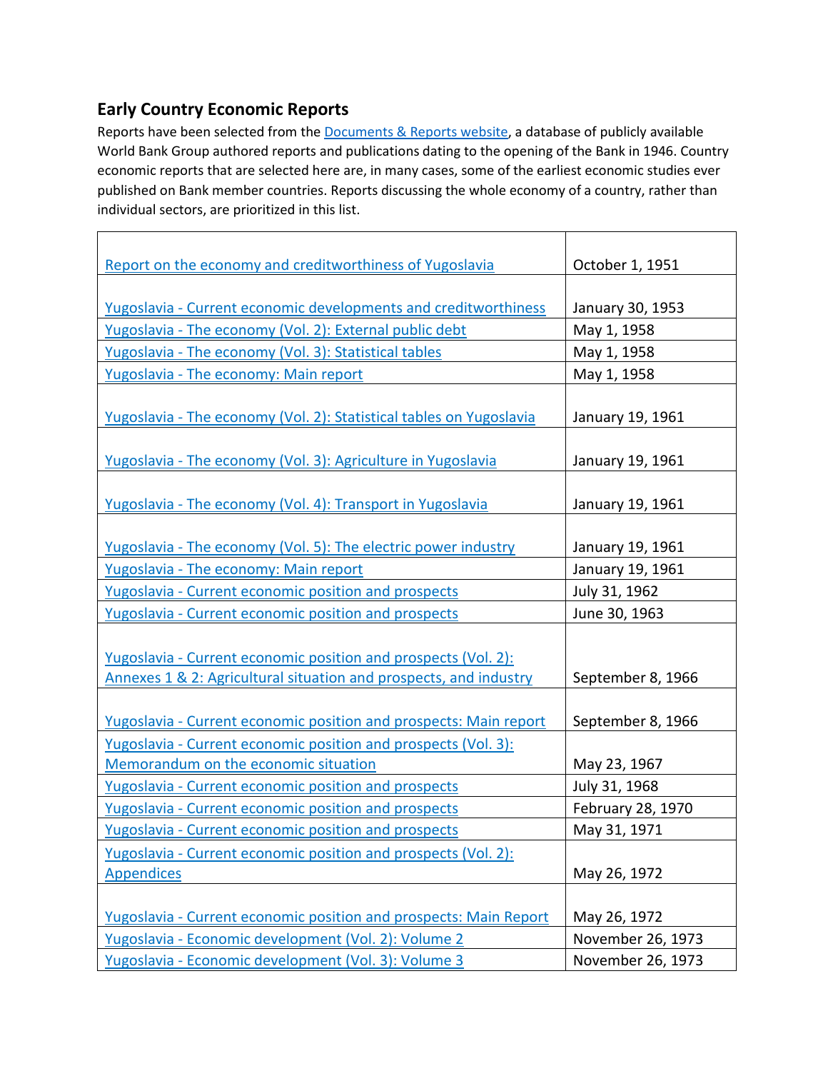## Early Country Economic Reports

Reports have been selected from the [Documents & Reports website](), a database of publicly available World Bank Group authored reports and publications dating to the opening of the Bank in 1946. Country economic reports that are selected here are, in many cases, some of the earliest economic studies ever published on Bank member countries. Reports discussing the whole economy of a country, rather than individual sectors, are prioritized in this list.

| Report | Date |
|---|---|
| Report on the economy and creditworthiness of Yugoslavia | October 1, 1951 |
| Yugoslavia - Current economic developments and creditworthiness | January 30, 1953 |
| Yugoslavia - The economy (Vol. 2): External public debt | May 1, 1958 |
| Yugoslavia - The economy (Vol. 3): Statistical tables | May 1, 1958 |
| Yugoslavia - The economy: Main report | May 1, 1958 |
| Yugoslavia - The economy (Vol. 2): Statistical tables on Yugoslavia | January 19, 1961 |
| Yugoslavia - The economy (Vol. 3): Agriculture in Yugoslavia | January 19, 1961 |
| Yugoslavia - The economy (Vol. 4): Transport in Yugoslavia | January 19, 1961 |
| Yugoslavia - The economy (Vol. 5): The electric power industry | January 19, 1961 |
| Yugoslavia - The economy: Main report | January 19, 1961 |
| Yugoslavia - Current economic position and prospects | July 31, 1962 |
| Yugoslavia - Current economic position and prospects | June 30, 1963 |
| Yugoslavia - Current economic position and prospects (Vol. 2): Annexes 1 & 2: Agricultural situation and prospects, and industry | September 8, 1966 |
| Yugoslavia - Current economic position and prospects: Main report | September 8, 1966 |
| Yugoslavia - Current economic position and prospects (Vol. 3): Memorandum on the economic situation | May 23, 1967 |
| Yugoslavia - Current economic position and prospects | July 31, 1968 |
| Yugoslavia - Current economic position and prospects | February 28, 1970 |
| Yugoslavia - Current economic position and prospects | May 31, 1971 |
| Yugoslavia - Current economic position and prospects (Vol. 2): Appendices | May 26, 1972 |
| Yugoslavia - Current economic position and prospects: Main Report | May 26, 1972 |
| Yugoslavia - Economic development (Vol. 2): Volume 2 | November 26, 1973 |
| Yugoslavia - Economic development (Vol. 3): Volume 3 | November 26, 1973 |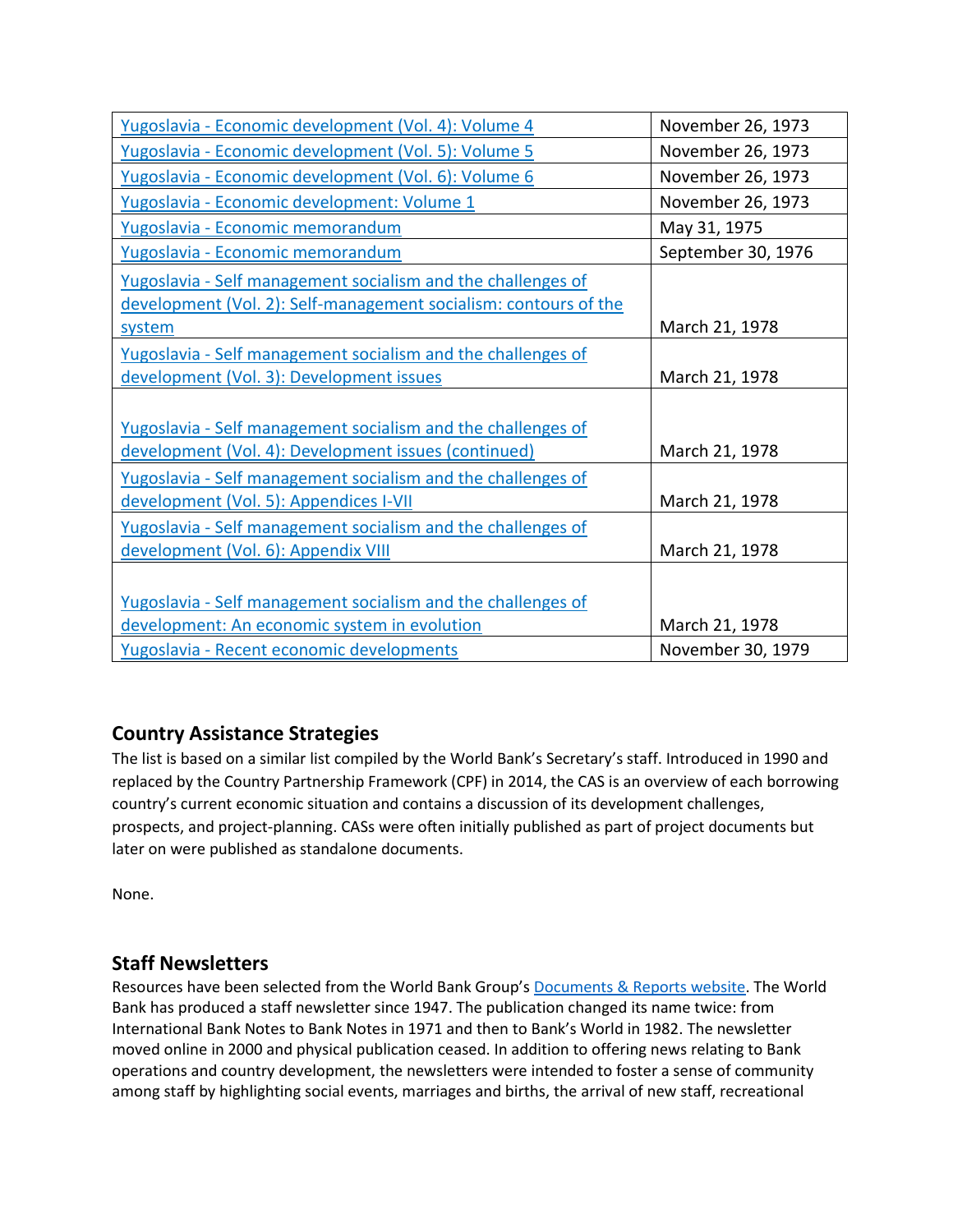| Yugoslavia - Economic development (Vol. 4): Volume 4 | November 26, 1973 |
| --- | --- |
| Yugoslavia - Economic development (Vol. 5): Volume 5 | November 26, 1973 |
| Yugoslavia - Economic development (Vol. 6): Volume 6 | November 26, 1973 |
| Yugoslavia - Economic development: Volume 1 | November 26, 1973 |
| Yugoslavia - Economic memorandum | May 31, 1975 |
| Yugoslavia - Economic memorandum | September 30, 1976 |
| Yugoslavia - Self management socialism and the challenges of development (Vol. 2): Self-management socialism: contours of the system | March 21, 1978 |
| Yugoslavia - Self management socialism and the challenges of development (Vol. 3): Development issues | March 21, 1978 |
| Yugoslavia - Self management socialism and the challenges of development (Vol. 4): Development issues (continued) | March 21, 1978 |
| Yugoslavia - Self management socialism and the challenges of development (Vol. 5): Appendices I-VII | March 21, 1978 |
| Yugoslavia - Self management socialism and the challenges of development (Vol. 6): Appendix VIII | March 21, 1978 |
| Yugoslavia - Self management socialism and the challenges of development: An economic system in evolution | March 21, 1978 |
| Yugoslavia - Recent economic developments | November 30, 1979 |

## Country Assistance Strategies

The list is based on a similar list compiled by the World Bank's Secretary's staff. Introduced in 1990 and replaced by the Country Partnership Framework (CPF) in 2014, the CAS is an overview of each borrowing country's current economic situation and contains a discussion of its development challenges, prospects, and project-planning. CASs were often initially published as part of project documents but later on were published as standalone documents.

None.

## Staff Newsletters

Resources have been selected from the World Bank Group's Documents & Reports website. The World Bank has produced a staff newsletter since 1947. The publication changed its name twice: from International Bank Notes to Bank Notes in 1971 and then to Bank's World in 1982. The newsletter moved online in 2000 and physical publication ceased. In addition to offering news relating to Bank operations and country development, the newsletters were intended to foster a sense of community among staff by highlighting social events, marriages and births, the arrival of new staff, recreational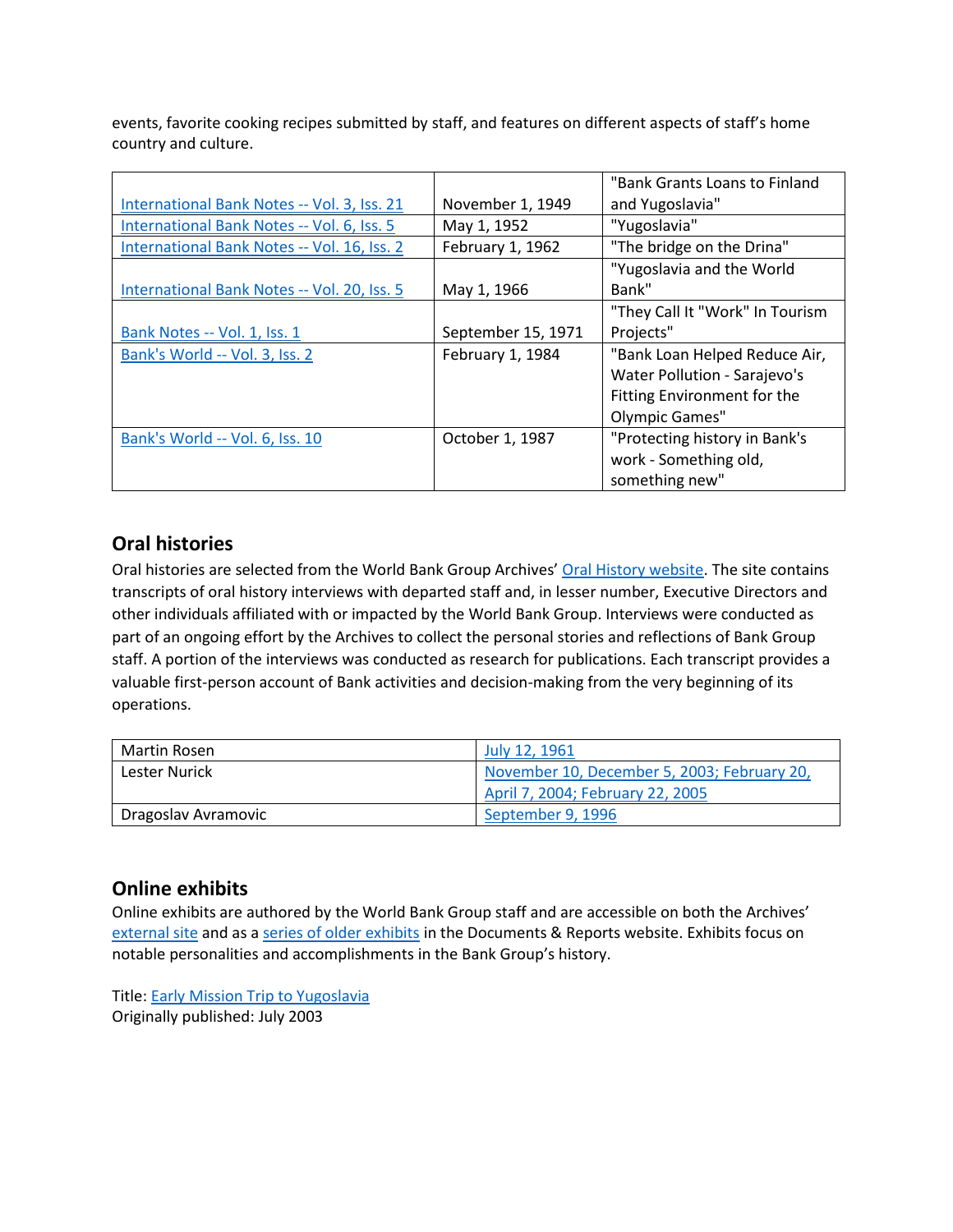events, favorite cooking recipes submitted by staff, and features on different aspects of staff's home country and culture.

| | | |
|---|---|---|
| International Bank Notes -- Vol. 3, Iss. 21 | November 1, 1949 | "Bank Grants Loans to Finland and Yugoslavia" |
| International Bank Notes -- Vol. 6, Iss. 5 | May 1, 1952 | "Yugoslavia" |
| International Bank Notes -- Vol. 16, Iss. 2 | February 1, 1962 | "The bridge on the Drina" |
| International Bank Notes -- Vol. 20, Iss. 5 | May 1, 1966 | "Yugoslavia and the World Bank" |
| Bank Notes -- Vol. 1, Iss. 1 | September 15, 1971 | "They Call It "Work" In Tourism Projects" |
| Bank's World -- Vol. 3, Iss. 2 | February 1, 1984 | "Bank Loan Helped Reduce Air, Water Pollution - Sarajevo's Fitting Environment for the Olympic Games" |
| Bank's World -- Vol. 6, Iss. 10 | October 1, 1987 | "Protecting history in Bank's work - Something old, something new" |

## Oral histories

Oral histories are selected from the World Bank Group Archives' Oral History website. The site contains transcripts of oral history interviews with departed staff and, in lesser number, Executive Directors and other individuals affiliated with or impacted by the World Bank Group. Interviews were conducted as part of an ongoing effort by the Archives to collect the personal stories and reflections of Bank Group staff. A portion of the interviews was conducted as research for publications. Each transcript provides a valuable first-person account of Bank activities and decision-making from the very beginning of its operations.

| | |
|---|---|
| Martin Rosen | July 12, 1961 |
| Lester Nurick | November 10, December 5, 2003; February 20, April 7, 2004; February 22, 2005 |
| Dragoslav Avramovic | September 9, 1996 |

## Online exhibits

Online exhibits are authored by the World Bank Group staff and are accessible on both the Archives' external site and as a series of older exhibits in the Documents & Reports website. Exhibits focus on notable personalities and accomplishments in the Bank Group's history.

Title: Early Mission Trip to Yugoslavia
Originally published: July 2003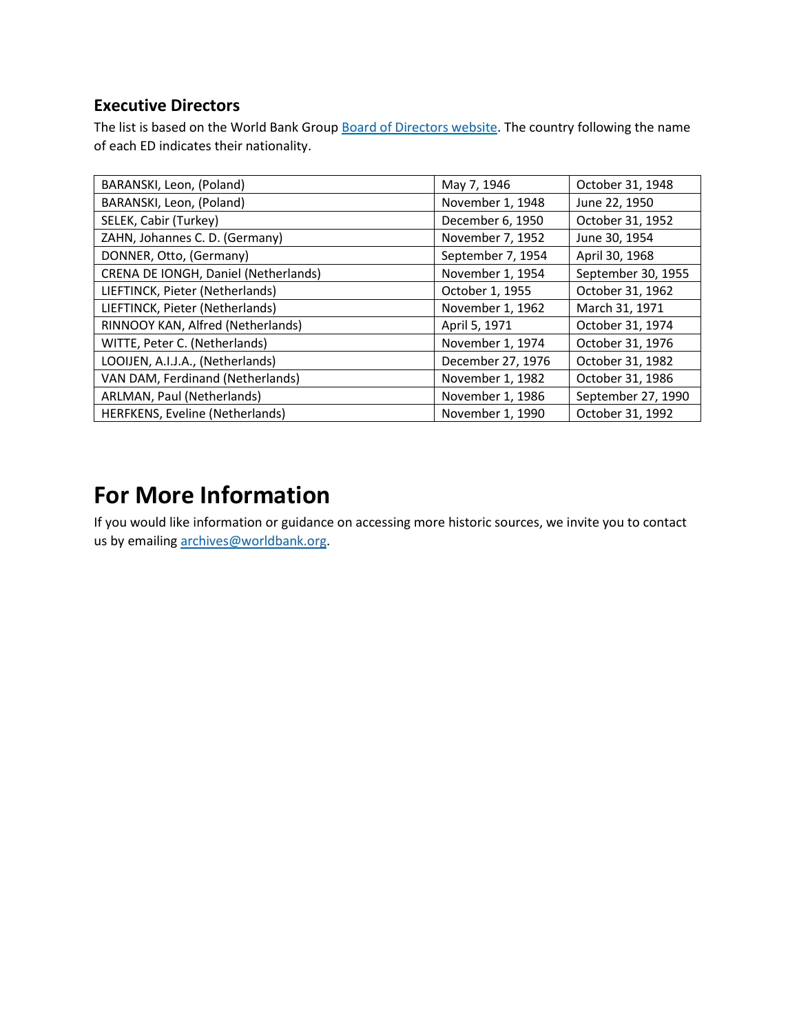### Executive Directors

The list is based on the World Bank Group [Board of Directors website](). The country following the name of each ED indicates their nationality.

| | | |
|---|---|---|
| BARANSKI, Leon, (Poland) | May 7, 1946 | October 31, 1948 |
| BARANSKI, Leon, (Poland) | November 1, 1948 | June 22, 1950 |
| SELEK, Cabir (Turkey) | December 6, 1950 | October 31, 1952 |
| ZAHN, Johannes C. D. (Germany) | November 7, 1952 | June 30, 1954 |
| DONNER, Otto, (Germany) | September 7, 1954 | April 30, 1968 |
| CRENA DE IONGH, Daniel (Netherlands) | November 1, 1954 | September 30, 1955 |
| LIEFTINCK, Pieter (Netherlands) | October 1, 1955 | October 31, 1962 |
| LIEFTINCK, Pieter (Netherlands) | November 1, 1962 | March 31, 1971 |
| RINNOOY KAN, Alfred (Netherlands) | April 5, 1971 | October 31, 1974 |
| WITTE, Peter C. (Netherlands) | November 1, 1974 | October 31, 1976 |
| LOOIJEN, A.I.J.A., (Netherlands) | December 27, 1976 | October 31, 1982 |
| VAN DAM, Ferdinand (Netherlands) | November 1, 1982 | October 31, 1986 |
| ARLMAN, Paul (Netherlands) | November 1, 1986 | September 27, 1990 |
| HERFKENS, Eveline (Netherlands) | November 1, 1990 | October 31, 1992 |

# For More Information

If you would like information or guidance on accessing more historic sources, we invite you to contact us by emailing archives@worldbank.org.